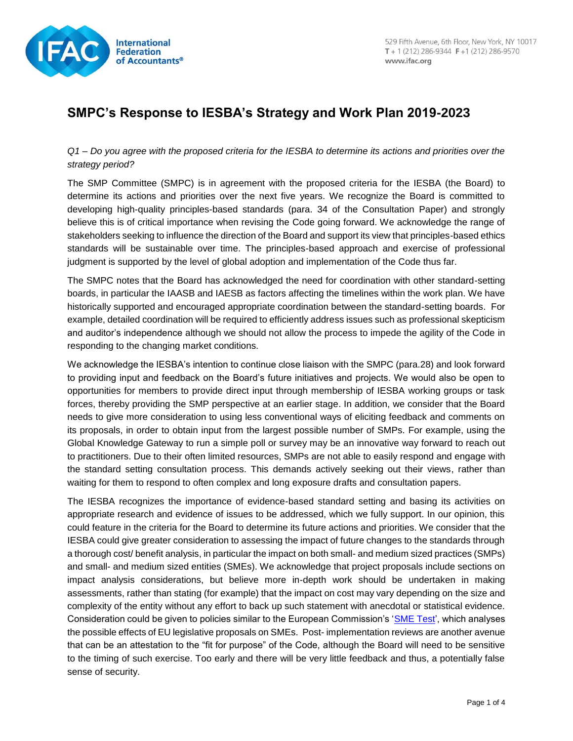# SMPC's Response to IESBA's Strategy and Work Plan 2019-2023

*Q1 – Do you agree with the proposed criteria for the IESBA to determine its actions and priorities over the strategy period?*

The SMP Committee (SMPC) is in agreement with the proposed criteria for the IESBA (the Board) to determine its actions and priorities over the next five years. We recognize the Board is committed to developing high-quality principles-based standards (para. 34 of the Consultation Paper) and strongly believe this is of critical importance when revising the Code going forward. We acknowledge the range of stakeholders seeking to influence the direction of the Board and support its view that principles-based ethics standards will be sustainable over time. The principles-based approach and exercise of professional judgment is supported by the level of global adoption and implementation of the Code thus far.

The SMPC notes that the Board has acknowledged the need for coordination with other standard-setting boards, in particular the IAASB and IAESB as factors affecting the timelines within the work plan. We have historically supported and encouraged appropriate coordination between the standard-setting boards. For example, detailed coordination will be required to efficiently address issues such as professional skepticism and auditor's independence although we should not allow the process to impede the agility of the Code in responding to the changing market conditions.

We acknowledge the IESBA's intention to continue close liaison with the SMPC (para.28) and look forward to providing input and feedback on the Board's future initiatives and projects. We would also be open to opportunities for members to provide direct input through membership of IESBA working groups or task forces, thereby providing the SMP perspective at an earlier stage. In addition, we consider that the Board needs to give more consideration to using less conventional ways of eliciting feedback and comments on its proposals, in order to obtain input from the largest possible number of SMPs. For example, using the Global Knowledge Gateway to run a simple poll or survey may be an innovative way forward to reach out to practitioners. Due to their often limited resources, SMPs are not able to easily respond and engage with the standard setting consultation process. This demands actively seeking out their views, rather than waiting for them to respond to often complex and long exposure drafts and consultation papers.

The IESBA recognizes the importance of evidence-based standard setting and basing its activities on appropriate research and evidence of issues to be addressed, which we fully support. In our opinion, this could feature in the criteria for the Board to determine its future actions and priorities. We consider that the IESBA could give greater consideration to assessing the impact of future changes to the standards through a thorough cost/ benefit analysis, in particular the impact on both small- and medium sized practices (SMPs) and small- and medium sized entities (SMEs). We acknowledge that project proposals include sections on impact analysis considerations, but believe more in-depth work should be undertaken in making assessments, rather than stating (for example) that the impact on cost may vary depending on the size and complexity of the entity without any effort to back up such statement with anecdotal or statistical evidence. Consideration could be given to policies similar to the European Commission's '[SME Test](#)', which analyses the possible effects of EU legislative proposals on SMEs. Post- implementation reviews are another avenue that can be an attestation to the "fit for purpose" of the Code, although the Board will need to be sensitive to the timing of such exercise. Too early and there will be very little feedback and thus, a potentially false sense of security.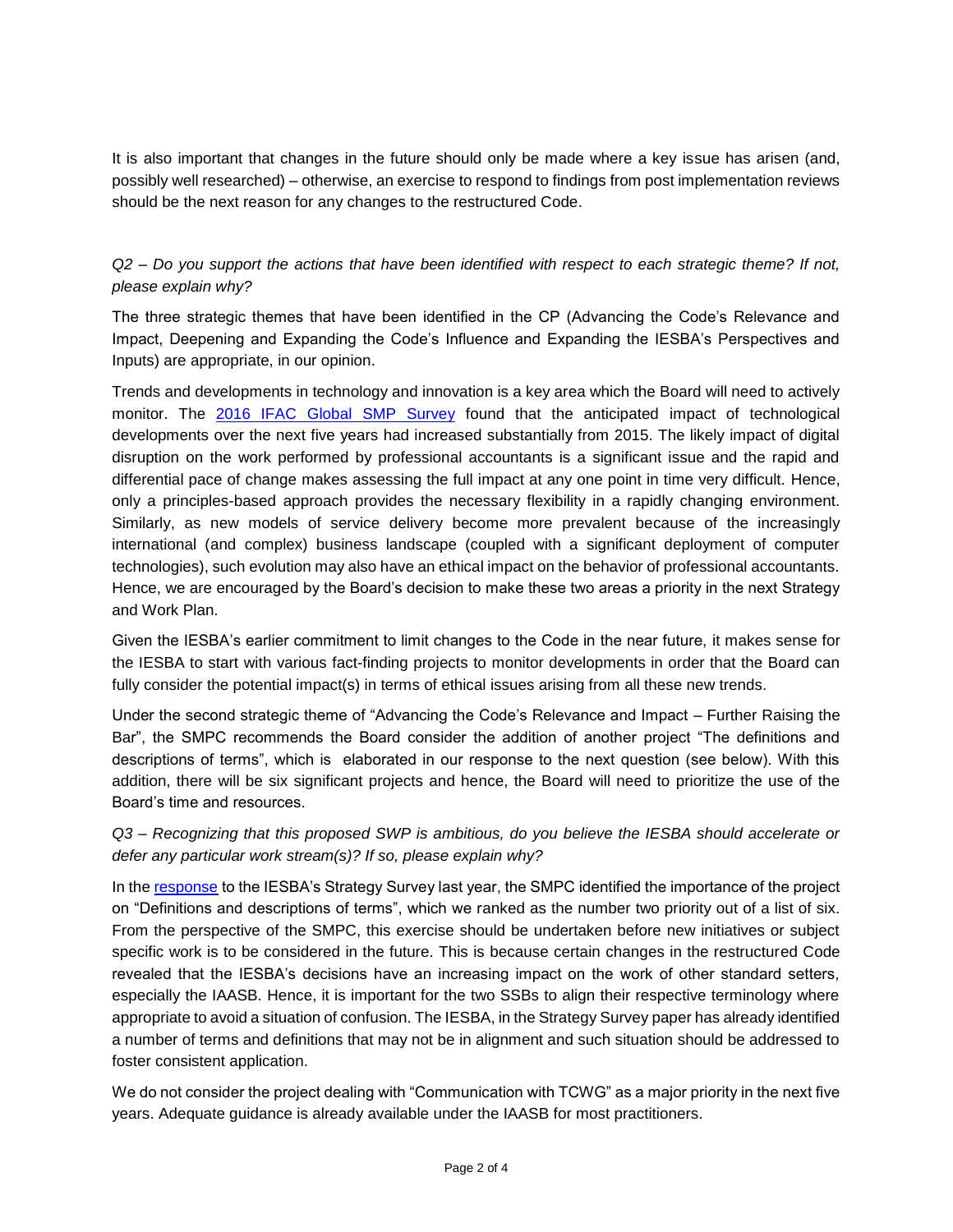It is also important that changes in the future should only be made where a key issue has arisen (and, possibly well researched) – otherwise, an exercise to respond to findings from post implementation reviews should be the next reason for any changes to the restructured Code.

*Q2 – Do you support the actions that have been identified with respect to each strategic theme? If not, please explain why?*

The three strategic themes that have been identified in the CP (Advancing the Code's Relevance and Impact, Deepening and Expanding the Code's Influence and Expanding the IESBA's Perspectives and Inputs) are appropriate, in our opinion.

Trends and developments in technology and innovation is a key area which the Board will need to actively monitor. The 2016 IFAC Global SMP Survey found that the anticipated impact of technological developments over the next five years had increased substantially from 2015. The likely impact of digital disruption on the work performed by professional accountants is a significant issue and the rapid and differential pace of change makes assessing the full impact at any one point in time very difficult. Hence, only a principles-based approach provides the necessary flexibility in a rapidly changing environment. Similarly, as new models of service delivery become more prevalent because of the increasingly international (and complex) business landscape (coupled with a significant deployment of computer technologies), such evolution may also have an ethical impact on the behavior of professional accountants. Hence, we are encouraged by the Board's decision to make these two areas a priority in the next Strategy and Work Plan.

Given the IESBA's earlier commitment to limit changes to the Code in the near future, it makes sense for the IESBA to start with various fact-finding projects to monitor developments in order that the Board can fully consider the potential impact(s) in terms of ethical issues arising from all these new trends.

Under the second strategic theme of "Advancing the Code's Relevance and Impact – Further Raising the Bar", the SMPC recommends the Board consider the addition of another project "The definitions and descriptions of terms", which is elaborated in our response to the next question (see below). With this addition, there will be six significant projects and hence, the Board will need to prioritize the use of the Board's time and resources.

*Q3 – Recognizing that this proposed SWP is ambitious, do you believe the IESBA should accelerate or defer any particular work stream(s)? If so, please explain why?*

In the response to the IESBA's Strategy Survey last year, the SMPC identified the importance of the project on "Definitions and descriptions of terms", which we ranked as the number two priority out of a list of six. From the perspective of the SMPC, this exercise should be undertaken before new initiatives or subject specific work is to be considered in the future. This is because certain changes in the restructured Code revealed that the IESBA's decisions have an increasing impact on the work of other standard setters, especially the IAASB. Hence, it is important for the two SSBs to align their respective terminology where appropriate to avoid a situation of confusion. The IESBA, in the Strategy Survey paper has already identified a number of terms and definitions that may not be in alignment and such situation should be addressed to foster consistent application.

We do not consider the project dealing with "Communication with TCWG" as a major priority in the next five years. Adequate guidance is already available under the IAASB for most practitioners.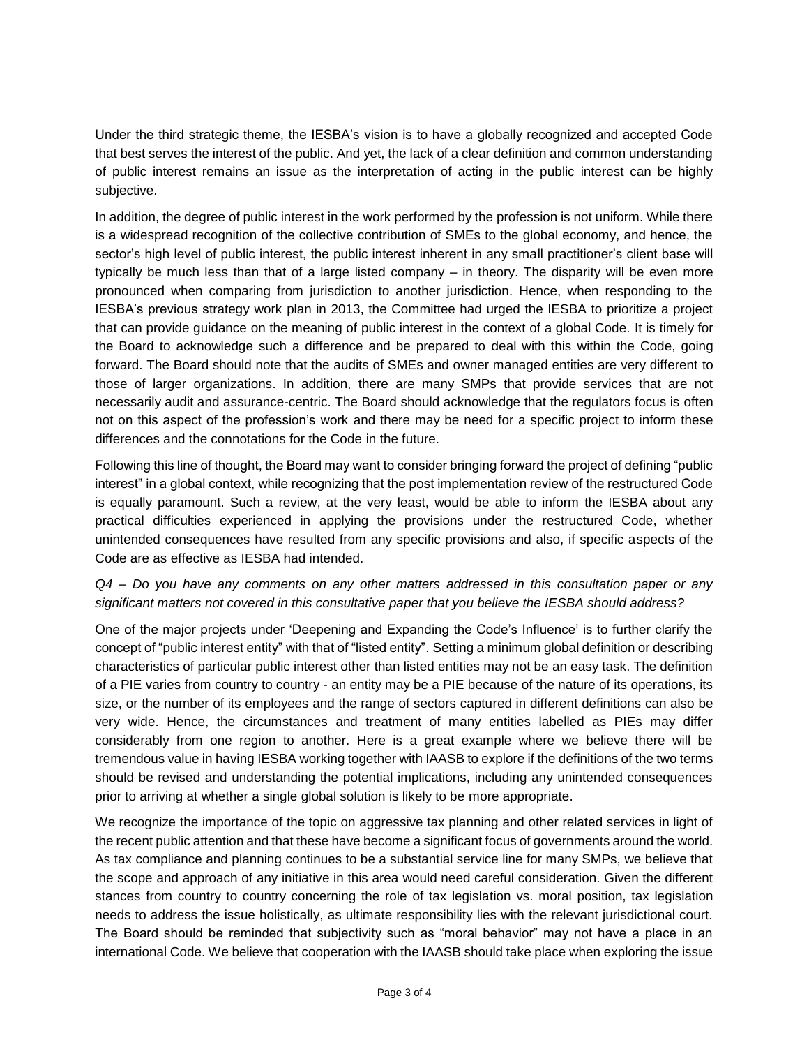Under the third strategic theme, the IESBA's vision is to have a globally recognized and accepted Code that best serves the interest of the public. And yet, the lack of a clear definition and common understanding of public interest remains an issue as the interpretation of acting in the public interest can be highly subjective.

In addition, the degree of public interest in the work performed by the profession is not uniform. While there is a widespread recognition of the collective contribution of SMEs to the global economy, and hence, the sector's high level of public interest, the public interest inherent in any small practitioner's client base will typically be much less than that of a large listed company – in theory. The disparity will be even more pronounced when comparing from jurisdiction to another jurisdiction. Hence, when responding to the IESBA's previous strategy work plan in 2013, the Committee had urged the IESBA to prioritize a project that can provide guidance on the meaning of public interest in the context of a global Code. It is timely for the Board to acknowledge such a difference and be prepared to deal with this within the Code, going forward. The Board should note that the audits of SMEs and owner managed entities are very different to those of larger organizations. In addition, there are many SMPs that provide services that are not necessarily audit and assurance-centric. The Board should acknowledge that the regulators focus is often not on this aspect of the profession's work and there may be need for a specific project to inform these differences and the connotations for the Code in the future.

Following this line of thought, the Board may want to consider bringing forward the project of defining "public interest" in a global context, while recognizing that the post implementation review of the restructured Code is equally paramount. Such a review, at the very least, would be able to inform the IESBA about any practical difficulties experienced in applying the provisions under the restructured Code, whether unintended consequences have resulted from any specific provisions and also, if specific aspects of the Code are as effective as IESBA had intended.

*Q4 – Do you have any comments on any other matters addressed in this consultation paper or any significant matters not covered in this consultative paper that you believe the IESBA should address?*

One of the major projects under 'Deepening and Expanding the Code's Influence' is to further clarify the concept of "public interest entity" with that of "listed entity". Setting a minimum global definition or describing characteristics of particular public interest other than listed entities may not be an easy task. The definition of a PIE varies from country to country - an entity may be a PIE because of the nature of its operations, its size, or the number of its employees and the range of sectors captured in different definitions can also be very wide. Hence, the circumstances and treatment of many entities labelled as PIEs may differ considerably from one region to another. Here is a great example where we believe there will be tremendous value in having IESBA working together with IAASB to explore if the definitions of the two terms should be revised and understanding the potential implications, including any unintended consequences prior to arriving at whether a single global solution is likely to be more appropriate.

We recognize the importance of the topic on aggressive tax planning and other related services in light of the recent public attention and that these have become a significant focus of governments around the world. As tax compliance and planning continues to be a substantial service line for many SMPs, we believe that the scope and approach of any initiative in this area would need careful consideration. Given the different stances from country to country concerning the role of tax legislation vs. moral position, tax legislation needs to address the issue holistically, as ultimate responsibility lies with the relevant jurisdictional court. The Board should be reminded that subjectivity such as "moral behavior" may not have a place in an international Code. We believe that cooperation with the IAASB should take place when exploring the issue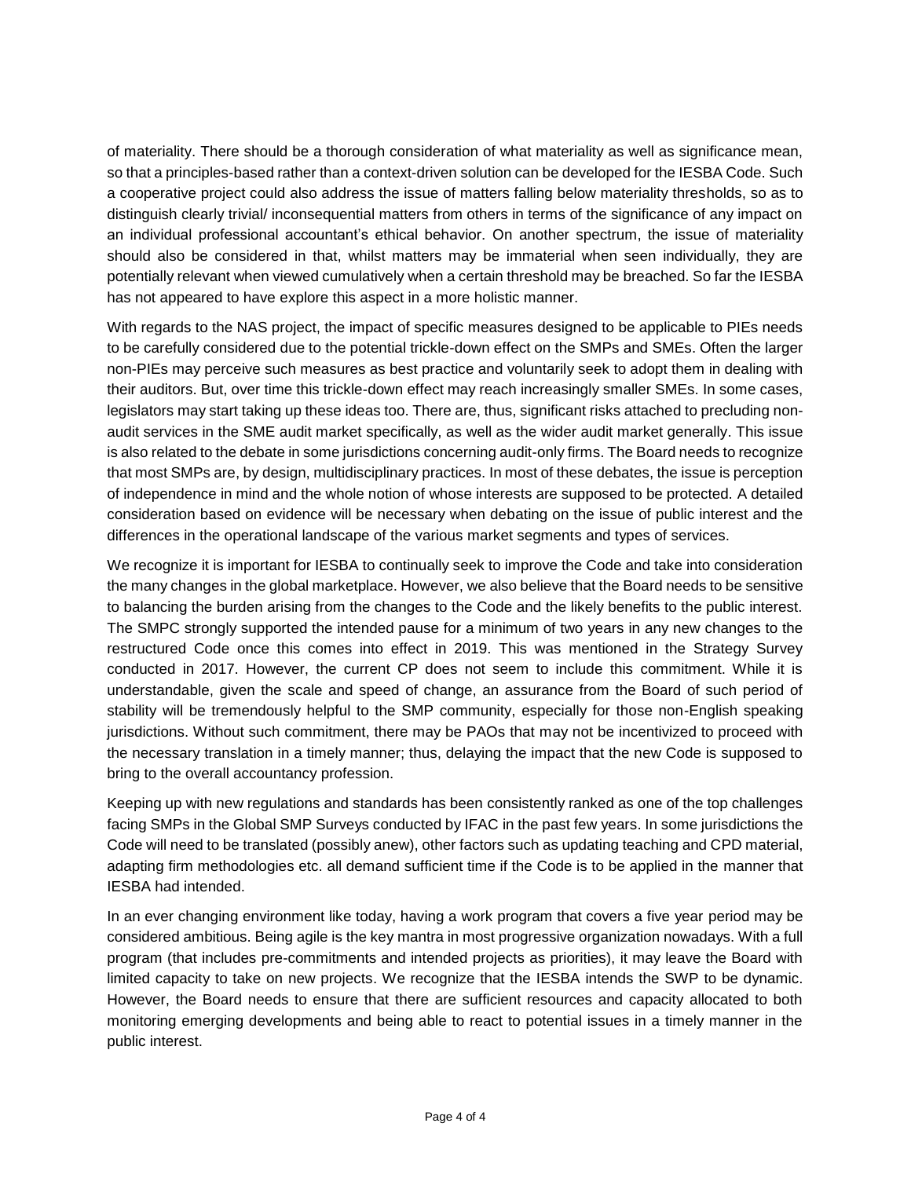of materiality. There should be a thorough consideration of what materiality as well as significance mean, so that a principles-based rather than a context-driven solution can be developed for the IESBA Code. Such a cooperative project could also address the issue of matters falling below materiality thresholds, so as to distinguish clearly trivial/ inconsequential matters from others in terms of the significance of any impact on an individual professional accountant's ethical behavior. On another spectrum, the issue of materiality should also be considered in that, whilst matters may be immaterial when seen individually, they are potentially relevant when viewed cumulatively when a certain threshold may be breached. So far the IESBA has not appeared to have explore this aspect in a more holistic manner.

With regards to the NAS project, the impact of specific measures designed to be applicable to PIEs needs to be carefully considered due to the potential trickle-down effect on the SMPs and SMEs. Often the larger non-PIEs may perceive such measures as best practice and voluntarily seek to adopt them in dealing with their auditors. But, over time this trickle-down effect may reach increasingly smaller SMEs. In some cases, legislators may start taking up these ideas too. There are, thus, significant risks attached to precluding non-audit services in the SME audit market specifically, as well as the wider audit market generally. This issue is also related to the debate in some jurisdictions concerning audit-only firms. The Board needs to recognize that most SMPs are, by design, multidisciplinary practices. In most of these debates, the issue is perception of independence in mind and the whole notion of whose interests are supposed to be protected. A detailed consideration based on evidence will be necessary when debating on the issue of public interest and the differences in the operational landscape of the various market segments and types of services.

We recognize it is important for IESBA to continually seek to improve the Code and take into consideration the many changes in the global marketplace. However, we also believe that the Board needs to be sensitive to balancing the burden arising from the changes to the Code and the likely benefits to the public interest. The SMPC strongly supported the intended pause for a minimum of two years in any new changes to the restructured Code once this comes into effect in 2019. This was mentioned in the Strategy Survey conducted in 2017. However, the current CP does not seem to include this commitment. While it is understandable, given the scale and speed of change, an assurance from the Board of such period of stability will be tremendously helpful to the SMP community, especially for those non-English speaking jurisdictions. Without such commitment, there may be PAOs that may not be incentivized to proceed with the necessary translation in a timely manner; thus, delaying the impact that the new Code is supposed to bring to the overall accountancy profession.

Keeping up with new regulations and standards has been consistently ranked as one of the top challenges facing SMPs in the Global SMP Surveys conducted by IFAC in the past few years. In some jurisdictions the Code will need to be translated (possibly anew), other factors such as updating teaching and CPD material, adapting firm methodologies etc. all demand sufficient time if the Code is to be applied in the manner that IESBA had intended.

In an ever changing environment like today, having a work program that covers a five year period may be considered ambitious. Being agile is the key mantra in most progressive organization nowadays. With a full program (that includes pre-commitments and intended projects as priorities), it may leave the Board with limited capacity to take on new projects. We recognize that the IESBA intends the SWP to be dynamic. However, the Board needs to ensure that there are sufficient resources and capacity allocated to both monitoring emerging developments and being able to react to potential issues in a timely manner in the public interest.